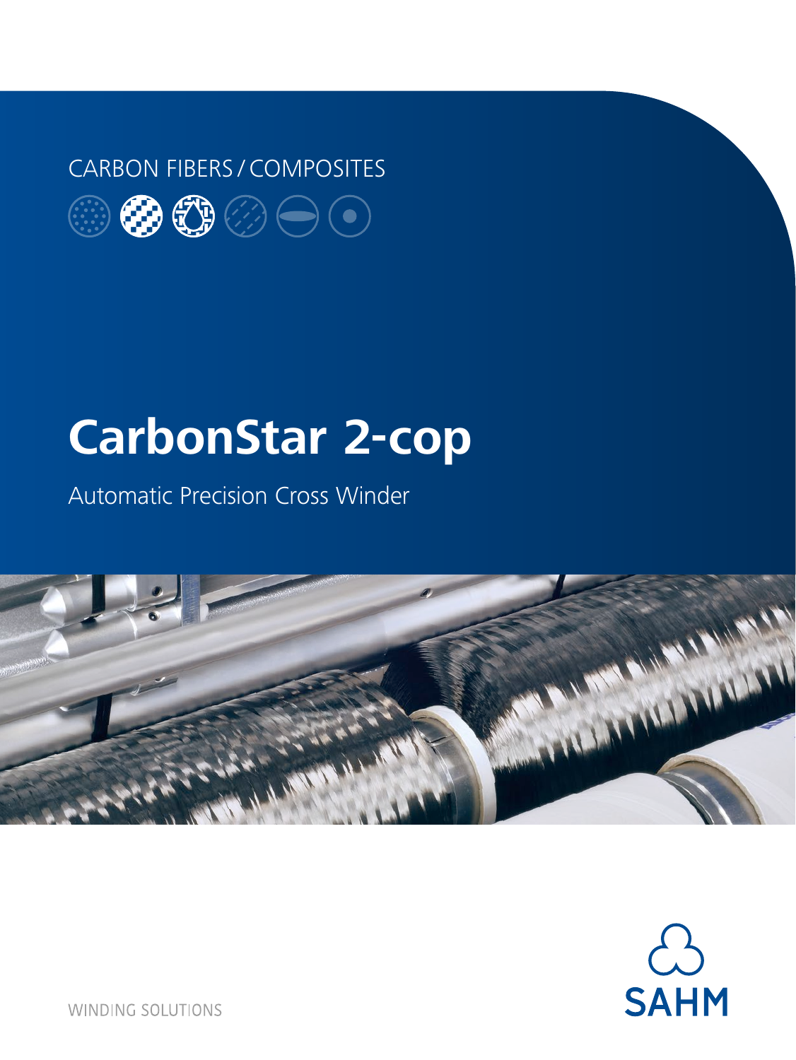CARBON FIBERS / COMPOSITES

# CarbonStar 2-cop

Automatic Precision Cross Winder

SAHM

WINDING SOLUTIONS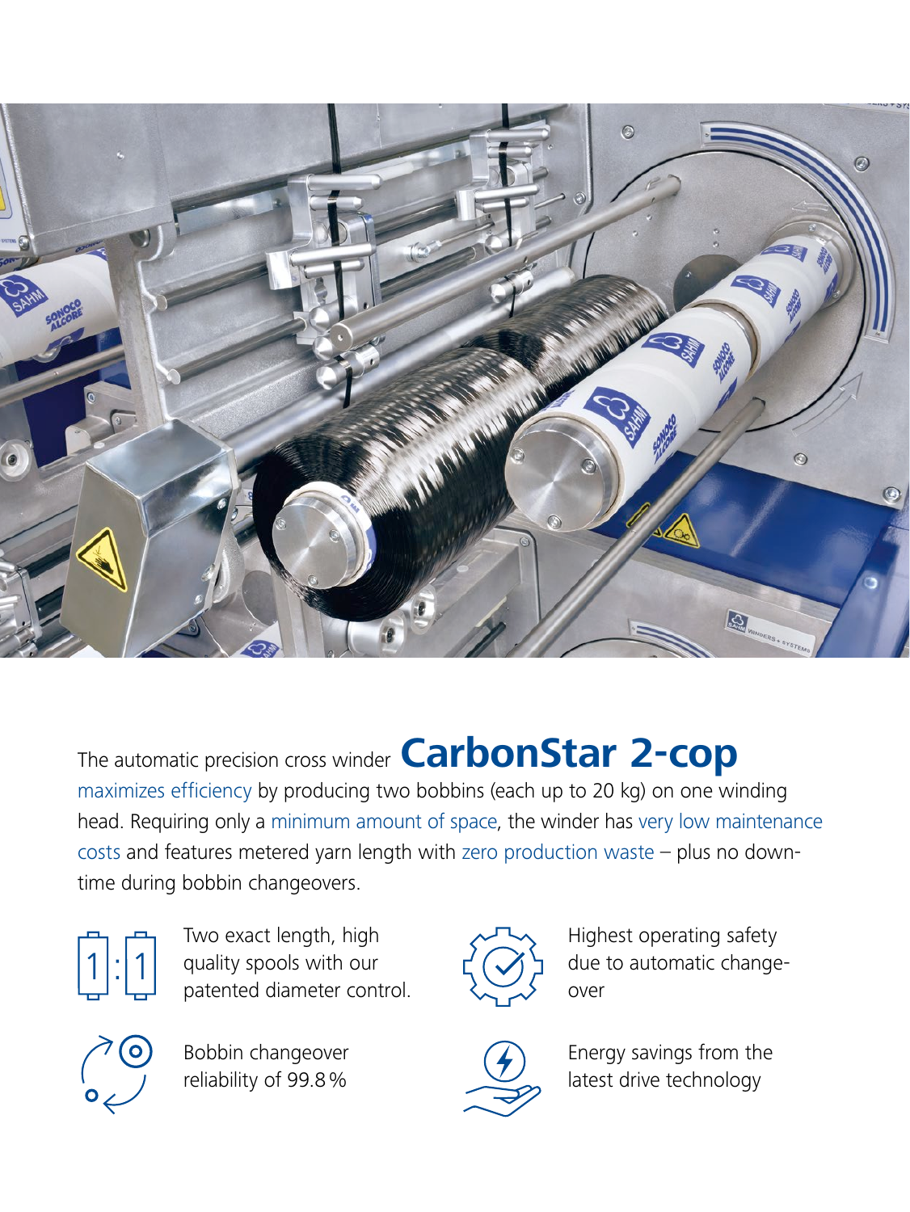The automatic precision cross winder **CarbonStar 2-cop** maximizes efficiency by producing two bobbins (each up to 20 kg) on one winding head. Requiring only a minimum amount of space, the winder has very low maintenance costs and features metered yarn length with zero production waste – plus no down-time during bobbin changeovers.

- Two exact length, high quality spools with our patented diameter control.
- Highest operating safety due to automatic change-over
- Bobbin changeover reliability of 99.8 %
- Energy savings from the latest drive technology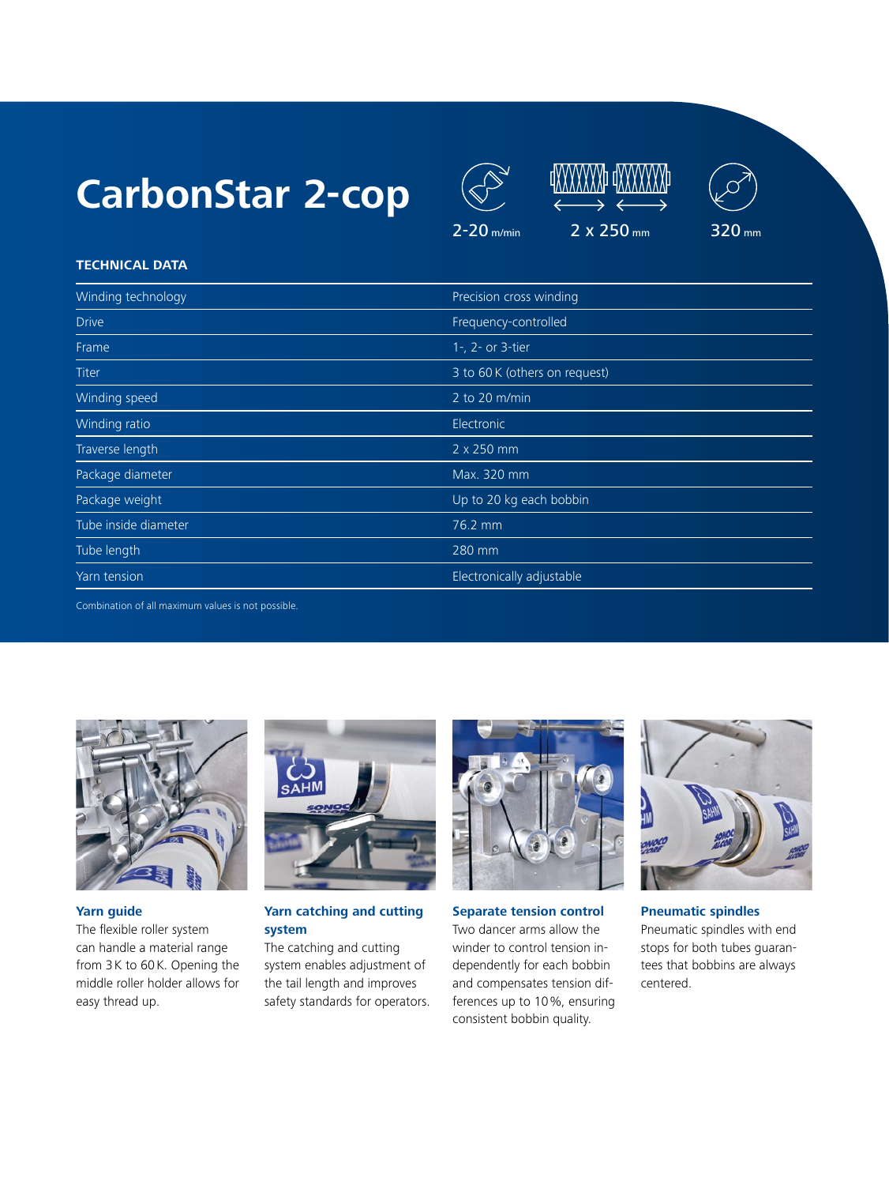# CarbonStar 2-cop

2-20 m/min

2 x 250 mm

320 mm

**TECHNICAL DATA**

| | |
|---|---|
| Winding technology | Precision cross winding |
| Drive | Frequency-controlled |
| Frame | 1-, 2- or 3-tier |
| Titer | 3 to 60 K (others on request) |
| Winding speed | 2 to 20 m/min |
| Winding ratio | Electronic |
| Traverse length | 2 x 250 mm |
| Package diameter | Max. 320 mm |
| Package weight | Up to 20 kg each bobbin |
| Tube inside diameter | 76.2 mm |
| Tube length | 280 mm |
| Yarn tension | Electronically adjustable |

Combination of all maximum values is not possible.

**Yarn guide**
The flexible roller system can handle a material range from 3 K to 60 K. Opening the middle roller holder allows for easy thread up.

**Yarn catching and cutting system**
The catching and cutting system enables adjustment of the tail length and improves safety standards for operators.

**Separate tension control**
Two dancer arms allow the winder to control tension independently for each bobbin and compensates tension differences up to 10 %, ensuring consistent bobbin quality.

**Pneumatic spindles**
Pneumatic spindles with end stops for both tubes guarantees that bobbins are always centered.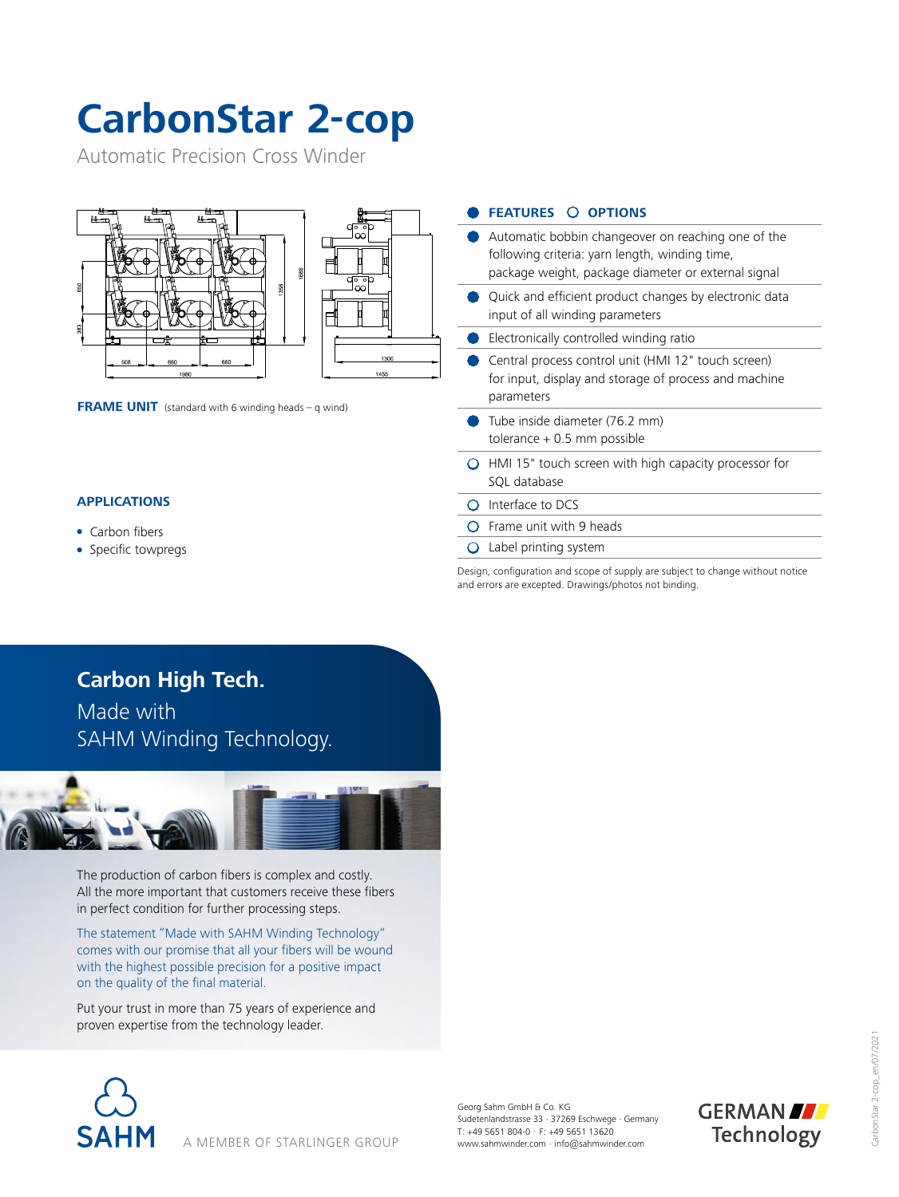# CarbonStar 2-cop

Automatic Precision Cross Winder

508
660
660
1980
650
393
1358
1666
1300
1455

**FRAME UNIT** (standard with 6 winding heads – q wind)

## APPLICATIONS

- Carbon fibers
- Specific towpregs

**FEATURES** ● **OPTIONS** ○

- ● Automatic bobbin changeover on reaching one of the following criteria: yarn length, winding time, package weight, package diameter or external signal
- ● Quick and efficient product changes by electronic data input of all winding parameters
- ● Electronically controlled winding ratio
- ● Central process control unit (HMI 12" touch screen) for input, display and storage of process and machine parameters
- ● Tube inside diameter (76.2 mm) tolerance + 0.5 mm possible
- ○ HMI 15" touch screen with high capacity processor for SQL database
- ○ Interface to DCS
- ○ Frame unit with 9 heads
- ○ Label printing system

Design, configuration and scope of supply are subject to change without notice and errors are excepted. Drawings/photos not binding.

## Carbon High Tech.

Made with SAHM Winding Technology.

The production of carbon fibers is complex and costly. All the more important that customers receive these fibers in perfect condition for further processing steps.

The statement "Made with SAHM Winding Technology" comes with our promise that all your fibers will be wound with the highest possible precision for a positive impact on the quality of the final material.

Put your trust in more than 75 years of experience and proven expertise from the technology leader.

SAHM

A MEMBER OF STARLINGER GROUP

Georg Sahm GmbH & Co. KG
Sudetenlandstrasse 33 · 37269 Eschwege · Germany
T: +49 5651 804-0 · F: +49 5651 13620
www.sahmwinder.com · info@sahmwinder.com

GERMAN Technology

CarbonStar 2-cop_en/07/2021